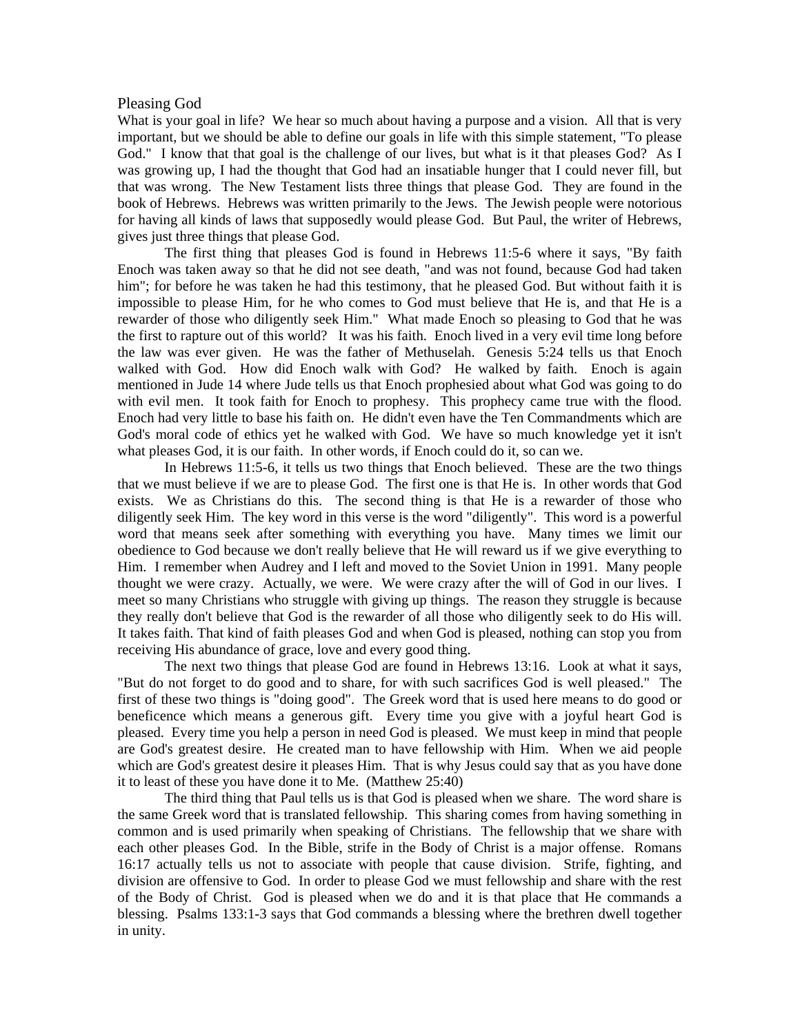# Pleasing God

What is your goal in life? We hear so much about having a purpose and a vision. All that is very important, but we should be able to define our goals in life with this simple statement, "To please God." I know that that goal is the challenge of our lives, but what is it that pleases God? As I was growing up, I had the thought that God had an insatiable hunger that I could never fill, but that was wrong. The New Testament lists three things that please God. They are found in the book of Hebrews. Hebrews was written primarily to the Jews. The Jewish people were notorious for having all kinds of laws that supposedly would please God. But Paul, the writer of Hebrews, gives just three things that please God.

The first thing that pleases God is found in Hebrews 11:5-6 where it says, "By faith Enoch was taken away so that he did not see death, "and was not found, because God had taken him"; for before he was taken he had this testimony, that he pleased God. But without faith it is impossible to please Him, for he who comes to God must believe that He is, and that He is a rewarder of those who diligently seek Him." What made Enoch so pleasing to God that he was the first to rapture out of this world? It was his faith. Enoch lived in a very evil time long before the law was ever given. He was the father of Methuselah. Genesis 5:24 tells us that Enoch walked with God. How did Enoch walk with God? He walked by faith. Enoch is again mentioned in Jude 14 where Jude tells us that Enoch prophesied about what God was going to do with evil men. It took faith for Enoch to prophesy. This prophecy came true with the flood. Enoch had very little to base his faith on. He didn't even have the Ten Commandments which are God's moral code of ethics yet he walked with God. We have so much knowledge yet it isn't what pleases God, it is our faith. In other words, if Enoch could do it, so can we.

In Hebrews 11:5-6, it tells us two things that Enoch believed. These are the two things that we must believe if we are to please God. The first one is that He is. In other words that God exists. We as Christians do this. The second thing is that He is a rewarder of those who diligently seek Him. The key word in this verse is the word "diligently". This word is a powerful word that means seek after something with everything you have. Many times we limit our obedience to God because we don't really believe that He will reward us if we give everything to Him. I remember when Audrey and I left and moved to the Soviet Union in 1991. Many people thought we were crazy. Actually, we were. We were crazy after the will of God in our lives. I meet so many Christians who struggle with giving up things. The reason they struggle is because they really don't believe that God is the rewarder of all those who diligently seek to do His will. It takes faith. That kind of faith pleases God and when God is pleased, nothing can stop you from receiving His abundance of grace, love and every good thing.

The next two things that please God are found in Hebrews 13:16. Look at what it says, "But do not forget to do good and to share, for with such sacrifices God is well pleased." The first of these two things is "doing good". The Greek word that is used here means to do good or beneficence which means a generous gift. Every time you give with a joyful heart God is pleased. Every time you help a person in need God is pleased. We must keep in mind that people are God's greatest desire. He created man to have fellowship with Him. When we aid people which are God's greatest desire it pleases Him. That is why Jesus could say that as you have done it to least of these you have done it to Me. (Matthew 25:40)

The third thing that Paul tells us is that God is pleased when we share. The word share is the same Greek word that is translated fellowship. This sharing comes from having something in common and is used primarily when speaking of Christians. The fellowship that we share with each other pleases God. In the Bible, strife in the Body of Christ is a major offense. Romans 16:17 actually tells us not to associate with people that cause division. Strife, fighting, and division are offensive to God. In order to please God we must fellowship and share with the rest of the Body of Christ. God is pleased when we do and it is that place that He commands a blessing. Psalms 133:1-3 says that God commands a blessing where the brethren dwell together in unity.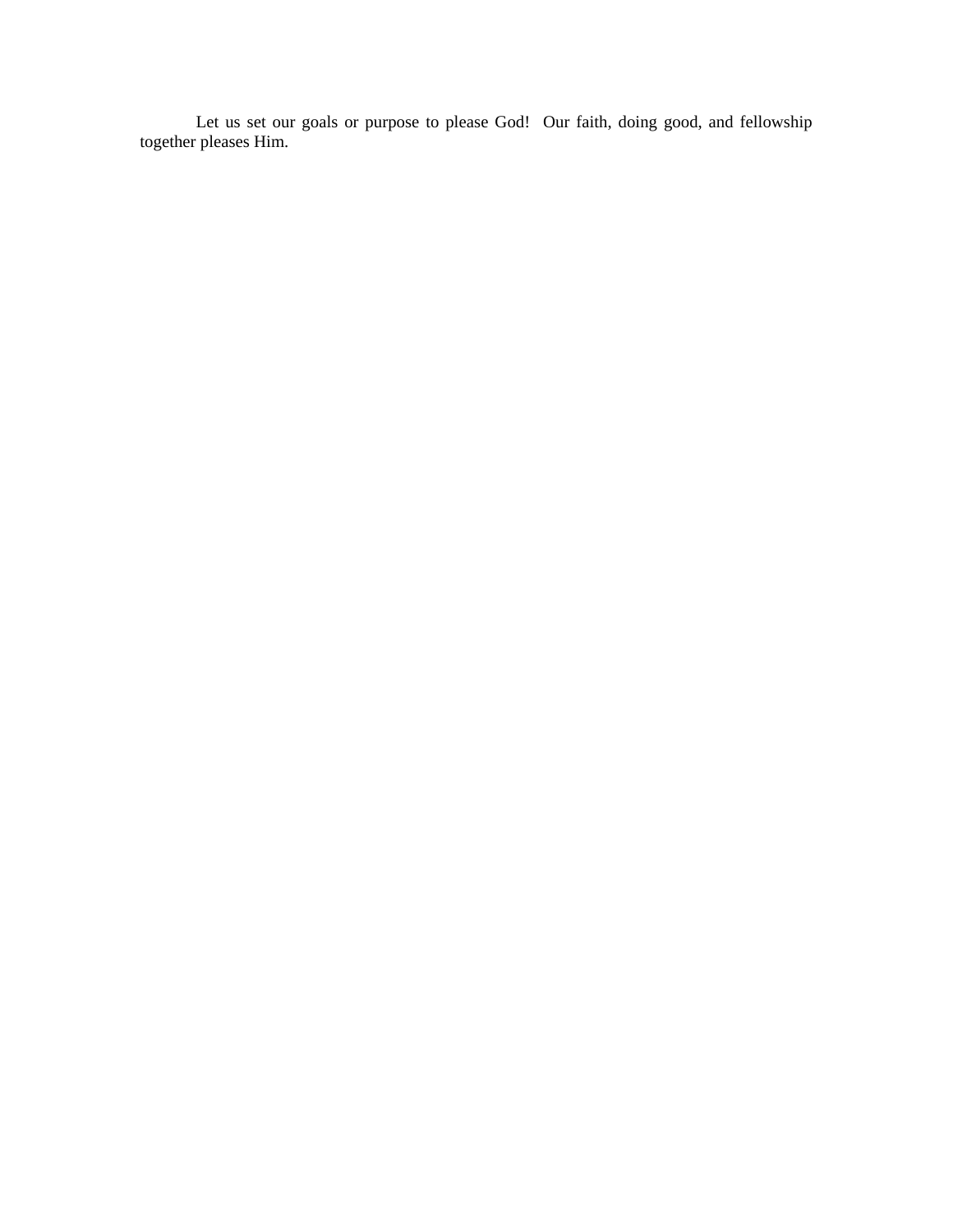Let us set our goals or purpose to please God!  Our faith, doing good, and fellowship together pleases Him.